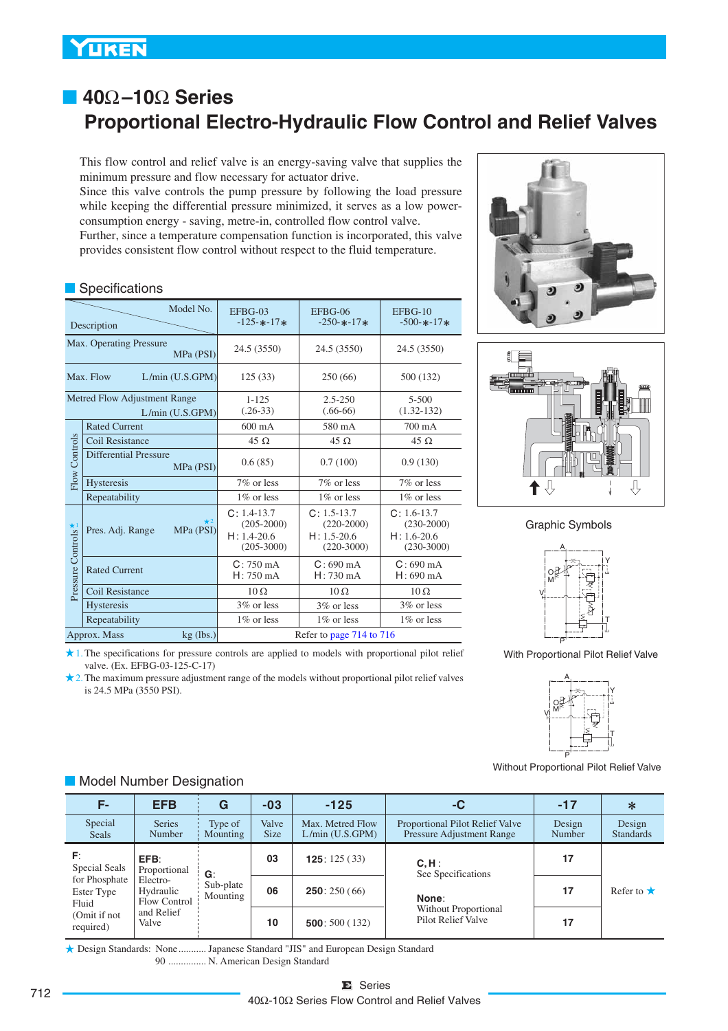# 40Ω–10Ω Series
# Proportional Electro-Hydraulic Flow Control and Relief Valves

This flow control and relief valve is an energy-saving valve that supplies the minimum pressure and flow necessary for actuator drive.
Since this valve controls the pump pressure by following the load pressure while keeping the differential pressure minimized, it serves as a low power-consumption energy - saving, metre-in, controlled flow control valve.
Further, since a temperature compensation function is incorporated, this valve provides consistent flow control without respect to the fluid temperature.

## Specifications

| Description | | Model No. | EFBG-03 -125-*-17* | EFBG-06 -250-*-17* | EFBG-10 -500-*-17* |
|---|---|---|---|---|---|
| Max. Operating Pressure | | MPa (PSI) | 24.5 (3550) | 24.5 (3550) | 24.5 (3550) |
| Max. Flow | | L/min (U.S.GPM) | 125 (33) | 250 (66) | 500 (132) |
| Metred Flow Adjustment Range | | L/min (U.S.GPM) | 1-125 (.26-33) | 2.5-250 (.66-66) | 5-500 (1.32-132) |
| Flow Controls | Rated Current | | 600 mA | 580 mA | 700 mA |
| | Coil Resistance | | 45 Ω | 45 Ω | 45 Ω |
| | Differential Pressure | MPa (PSI) | 0.6 (85) | 0.7 (100) | 0.9 (130) |
| | Hysteresis | | 7% or less | 7% or less | 7% or less |
| | Repeatability | | 1% or less | 1% or less | 1% or less |
| Pressure Controls ★1 | Pres. Adj. Range | ★2 MPa (PSI) | C: 1.4-13.7 (205-2000) H: 1.4-20.6 (205-3000) | C: 1.5-13.7 (220-2000) H: 1.5-20.6 (220-3000) | C: 1.6-13.7 (230-2000) H: 1.6-20.6 (230-3000) |
| | Rated Current | | C: 750 mA H: 750 mA | C: 690 mA H: 730 mA | C: 690 mA H: 690 mA |
| | Coil Resistance | | 10 Ω | 10 Ω | 10 Ω |
| | Hysteresis | | 3% or less | 3% or less | 3% or less |
| | Repeatability | | 1% or less | 1% or less | 1% or less |
| Approx. Mass | | kg (lbs.) | Refer to page 714 to 716 | | |

★1. The specifications for pressure controls are applied to models with proportional pilot relief valve. (Ex. EFBG-03-125-C-17)
★2. The maximum pressure adjustment range of the models without proportional pilot relief valves is 24.5 MPa (3550 PSI).

Graphic Symbols

With Proportional Pilot Relief Valve

Without Proportional Pilot Relief Valve

## Model Number Designation

| F- | EFB | G | -03 | -125 | -C | -17 | * |
|---|---|---|---|---|---|---|---|
| Special Seals | Series Number | Type of Mounting | Valve Size | Max. Metred Flow L/min (U.S.GPM) | Proportional Pilot Relief Valve Pressure Adjustment Range | Design Number | Design Standards |
| **F**: Special Seals for Phosphate Ester Type Fluid (Omit if not required) | **EFB**: Proportional Electro-Hydraulic Flow Control and Relief Valve | **G**: Sub-plate Mounting | **03** | **125**: 125 (33) | **C, H**: See Specifications **None**: Without Proportional Pilot Relief Valve | **17** | Refer to ★ |
| | | | **06** | **250**: 250 (66) | | **17** | |
| | | | **10** | **500**: 500 (132) | | **17** | |

★ Design Standards: None ........... Japanese Standard "JIS" and European Design Standard
90 ............... N. American Design Standard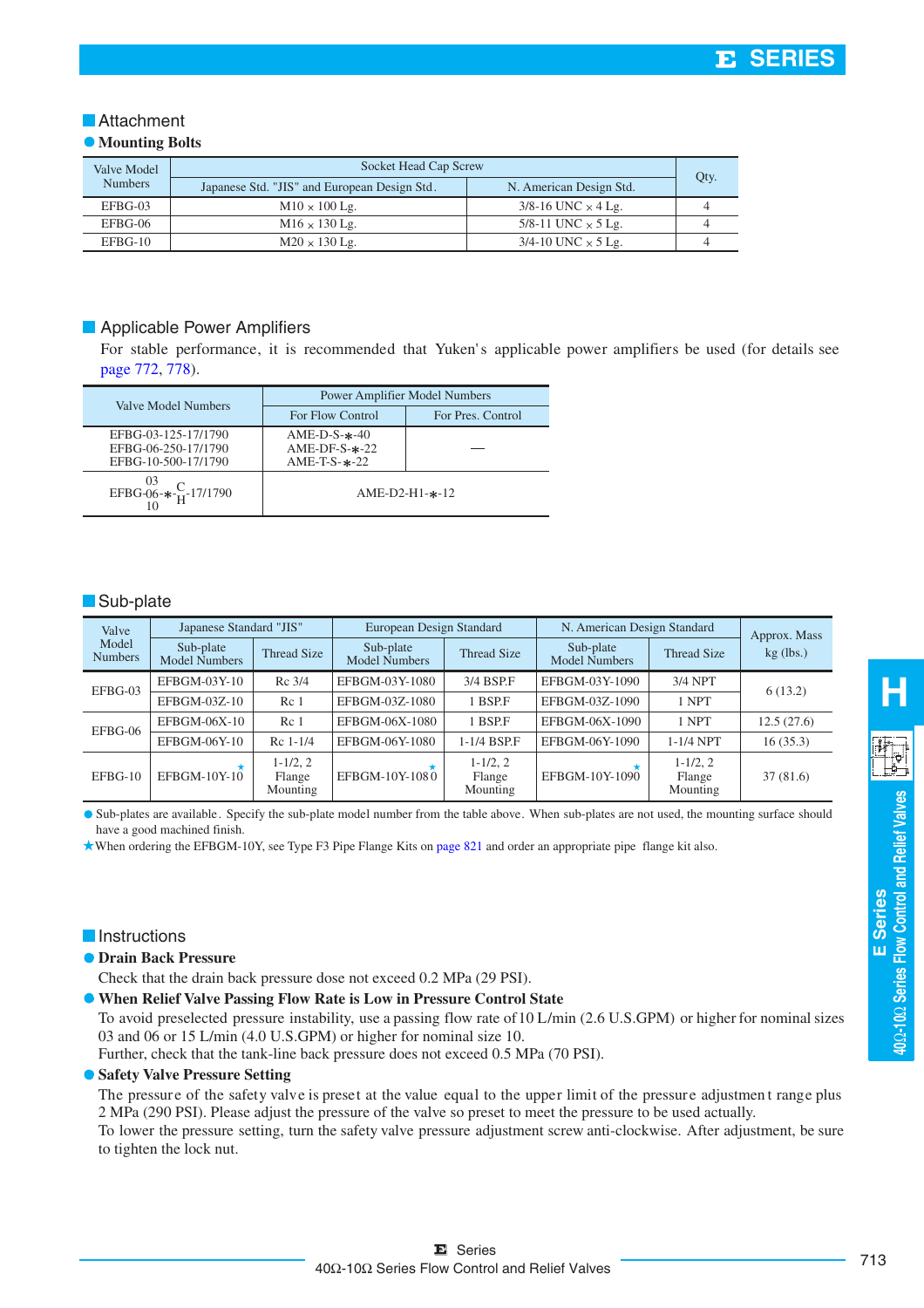## Attachment

### Mounting Bolts

| Valve Model Numbers | Socket Head Cap Screw | | Qty. |
|---|---|---|---|
| | Japanese Std. "JIS" and European Design Std. | N. American Design Std. | |
| EFBG-03 | M10 × 100 Lg. | 3/8-16 UNC × 4 Lg. | 4 |
| EFBG-06 | M16 × 130 Lg. | 5/8-11 UNC × 5 Lg. | 4 |
| EFBG-10 | M20 × 130 Lg. | 3/4-10 UNC × 5 Lg. | 4 |

## Applicable Power Amplifiers

For stable performance, it is recommended that Yuken's applicable power amplifiers be used (for details see page 772, 778).

| Valve Model Numbers | Power Amplifier Model Numbers | |
|---|---|---|
| | For Flow Control | For Pres. Control |
| EFBG-03-125-17/1790<br>EFBG-06-250-17/1790<br>EFBG-10-500-17/1790 | AME-D-S-∗-40<br>AME-DF-S-∗-22<br>AME-T-S-∗-22 | — |
| EFBG-03/06/10-∗-C/H-17/1790 | AME-D2-H1-∗-12 | |

## Sub-plate

| Valve Model Numbers | Japanese Standard "JIS" | | European Design Standard | | N. American Design Standard | | Approx. Mass kg (lbs.) |
|---|---|---|---|---|---|---|---|
| | Sub-plate Model Numbers | Thread Size | Sub-plate Model Numbers | Thread Size | Sub-plate Model Numbers | Thread Size | |
| EFBG-03 | EFBGM-03Y-10 | Rc 3/4 | EFBGM-03Y-1080 | 3/4 BSP.F | EFBGM-03Y-1090 | 3/4 NPT | 6 (13.2) |
| | EFBGM-03Z-10 | Rc 1 | EFBGM-03Z-1080 | 1 BSP.F | EFBGM-03Z-1090 | 1 NPT | |
| EFBG-06 | EFBGM-06X-10 | Rc 1 | EFBGM-06X-1080 | 1 BSP.F | EFBGM-06X-1090 | 1 NPT | 12.5 (27.6) |
| | EFBGM-06Y-10 | Rc 1-1/4 | EFBGM-06Y-1080 | 1-1/4 BSP.F | EFBGM-06Y-1090 | 1-1/4 NPT | 16 (35.3) |
| EFBG-10 | EFBGM-10Y-10★ | 1-1/2, 2 Flange Mounting | EFBGM-10Y-1080★ | 1-1/2, 2 Flange Mounting | EFBGM-10Y-1090★ | 1-1/2, 2 Flange Mounting | 37 (81.6) |

- Sub-plates are available. Specify the sub-plate model number from the table above. When sub-plates are not used, the mounting surface should have a good machined finish.

★When ordering the EFBGM-10Y, see Type F3 Pipe Flange Kits on page 821 and order an appropriate pipe flange kit also.

## Instructions

### Drain Back Pressure

Check that the drain back pressure dose not exceed 0.2 MPa (29 PSI).

### When Relief Valve Passing Flow Rate is Low in Pressure Control State

To avoid preselected pressure instability, use a passing flow rate of 10 L/min (2.6 U.S.GPM) or higher for nominal sizes 03 and 06 or 15 L/min (4.0 U.S.GPM) or higher for nominal size 10.
Further, check that the tank-line back pressure does not exceed 0.5 MPa (70 PSI).

### Safety Valve Pressure Setting

The pressure of the safety valve is preset at the value equal to the upper limit of the pressure adjustment range plus 2 MPa (290 PSI). Please adjust the pressure of the valve so preset to meet the pressure to be used actually.
To lower the pressure setting, turn the safety valve pressure adjustment screw anti-clockwise. After adjustment, be sure to tighten the lock nut.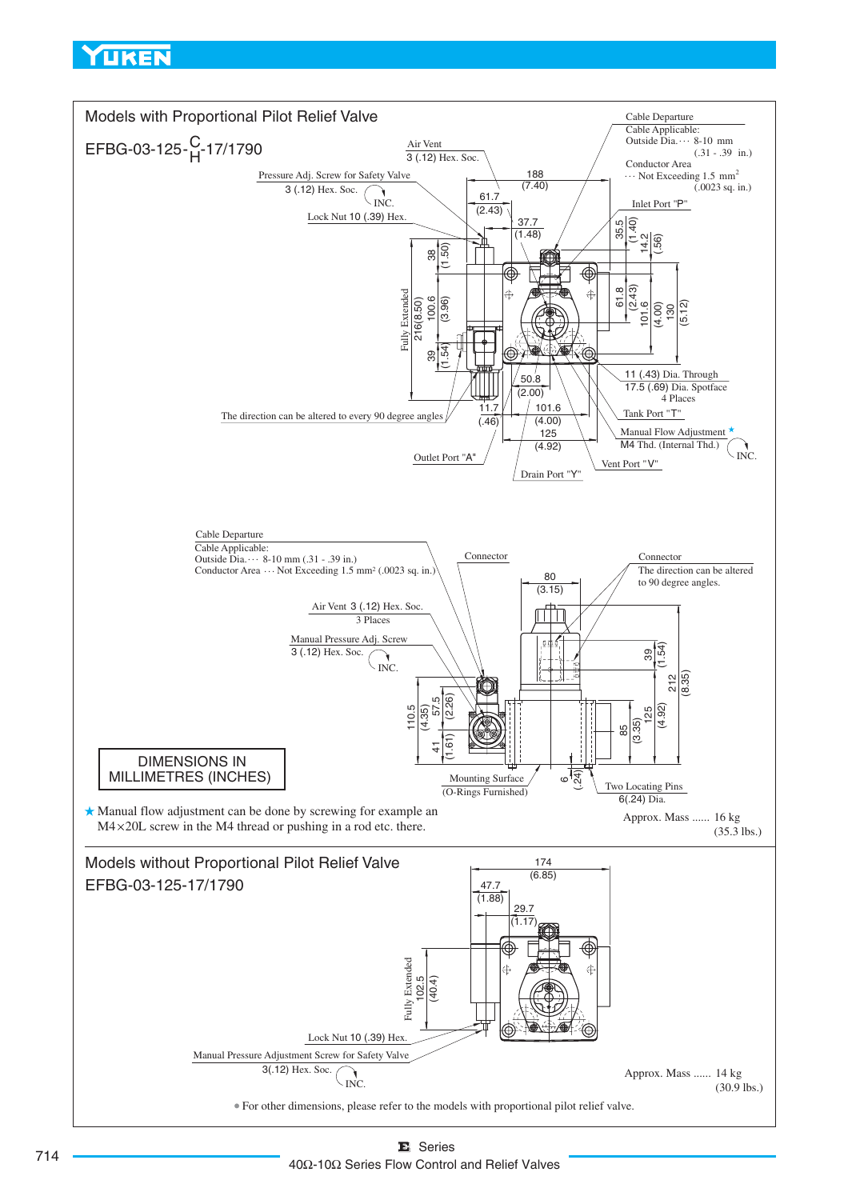## Models with Proportional Pilot Relief Valve

EFBG-03-125-C/H-17/1790

Cable Departure
Cable Applicable:
Outside Dia.··· 8-10 mm (.31 - .39 in.)
Conductor Area ··· Not Exceeding 1.5 mm² (.0023 sq. in.)

Air Vent 3 (.12) Hex. Soc.

Pressure Adj. Screw for Safety Valve 3 (.12) Hex. Soc. INC.

Lock Nut 10 (.39) Hex.

Inlet Port "P"

11 (.43) Dia. Through 17.5 (.69) Dia. Spotface 4 Places

Tank Port "T"

Manual Flow Adjustment ★ M4 Thd. (Internal Thd.) INC.

Vent Port "V"

Drain Port "Y"

Outlet Port "A"

The direction can be altered to every 90 degree angles

Fully Extended 216(8.50)

Cable Departure
Cable Applicable:
Outside Dia.··· 8-10 mm (.31 - .39 in.)
Conductor Area ··· Not Exceeding 1.5 mm² (.0023 sq. in.)

Connector

Connector
The direction can be altered to 90 degree angles.

Air Vent 3 (.12) Hex. Soc. 3 Places

Manual Pressure Adj. Screw 3 (.12) Hex. Soc. INC.

Mounting Surface (O-Rings Furnished)

Two Locating Pins 6(.24) Dia.

DIMENSIONS IN MILLIMETRES (INCHES)

★ Manual flow adjustment can be done by screwing for example an M4×20L screw in the M4 thread or pushing in a rod etc. there.

Approx. Mass ...... 16 kg (35.3 lbs.)

## Models without Proportional Pilot Relief Valve

EFBG-03-125-17/1790

Fully Extended 102.5 (40.4)

Lock Nut 10 (.39) Hex.

Manual Pressure Adjustment Screw for Safety Valve 3(.12) Hex. Soc. INC.

Approx. Mass ...... 14 kg (30.9 lbs.)

• For other dimensions, please refer to the models with proportional pilot relief valve.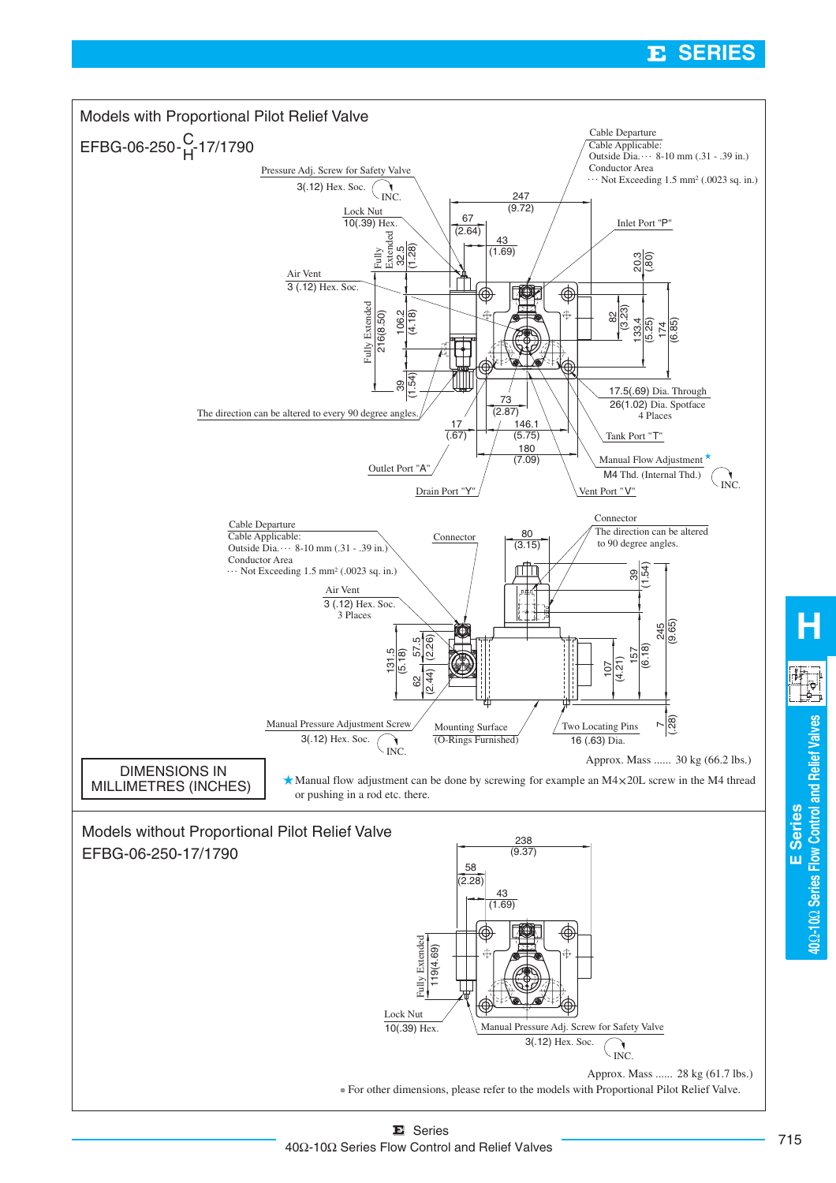## Models with Proportional Pilot Relief Valve

EFBG-06-250-$^{C}_{H}$-17/1790

Cable Departure
Cable Applicable:
Outside Dia.··· 8-10 mm (.31 - .39 in.)
Conductor Area
··· Not Exceeding 1.5 mm² (.0023 sq. in.)

Pressure Adj. Screw for Safety Valve
3(.12) Hex. Soc. INC.

Lock Nut
10(.39) Hex.

Air Vent
3 (.12) Hex. Soc.

Inlet Port "P"

17.5(.69) Dia. Through
26(1.02) Dia. Spotface
4 Places

The direction can be altered to every 90 degree angles.

Tank Port "T"

Manual Flow Adjustment ★
M4 Thd. (Internal Thd.) INC.

Outlet Port "A"

Drain Port "Y"

Vent Port "V"

Cable Departure
Cable Applicable:
Outside Dia.··· 8-10 mm (.31 - .39 in.)
Conductor Area
··· Not Exceeding 1.5 mm² (.0023 sq. in.)

Connector

Connector
The direction can be altered to 90 degree angles.

Air Vent
3 (.12) Hex. Soc.
3 Places

Manual Pressure Adjustment Screw
3(.12) Hex. Soc. INC.

Mounting Surface
(O-Rings Furnished)

Two Locating Pins
16 (.63) Dia.

Approx. Mass ...... 30 kg (66.2 lbs.)

DIMENSIONS IN MILLIMETRES (INCHES)

★Manual flow adjustment can be done by screwing for example an M4×20L screw in the M4 thread or pushing in a rod etc. there.

## Models without Proportional Pilot Relief Valve

EFBG-06-250-17/1790

Lock Nut
10(.39) Hex.

Manual Pressure Adj. Screw for Safety Valve
3(.12) Hex. Soc. INC.

Approx. Mass ...... 28 kg (61.7 lbs.)

● For other dimensions, please refer to the models with Proportional Pilot Relief Valve.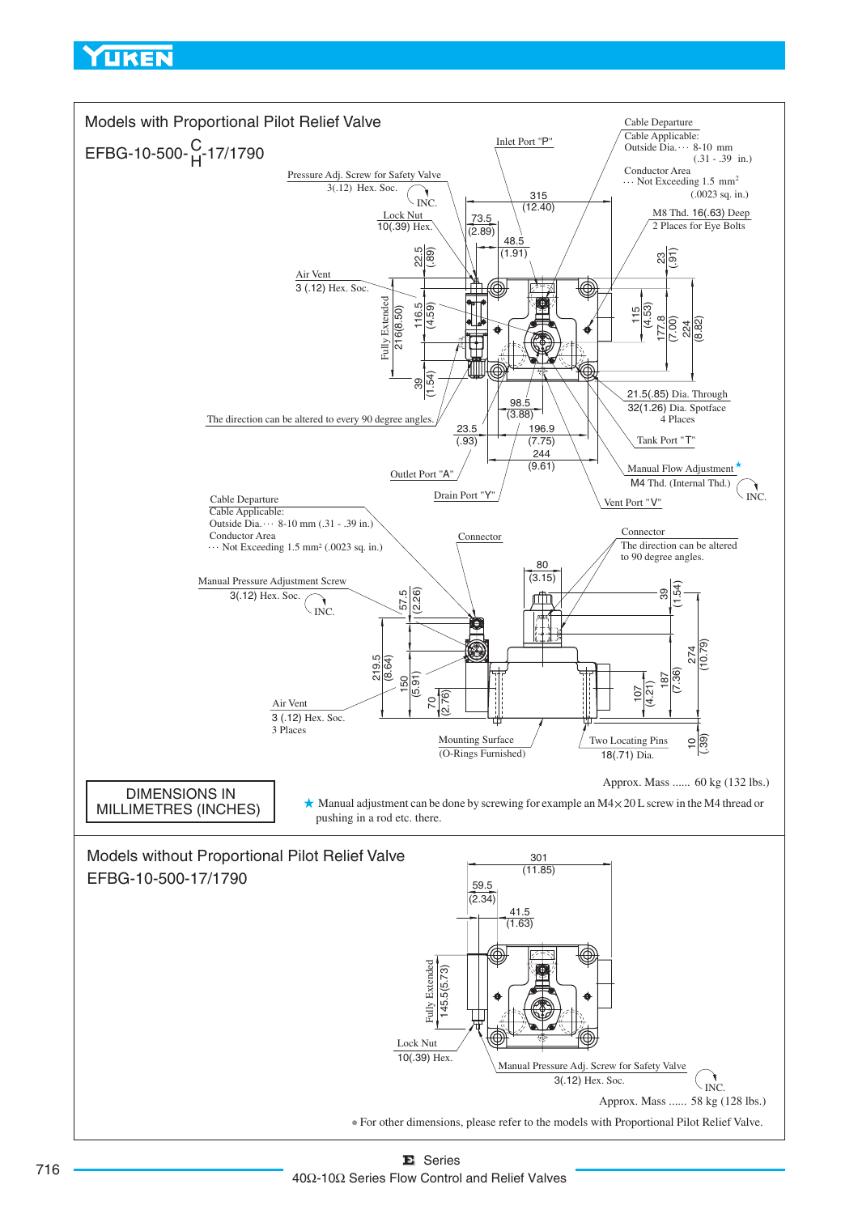## Models with Proportional Pilot Relief Valve

EFBG-10-500-$\frac{C}{H}$-17/1790

Inlet Port "P"

Cable Departure
Cable Applicable:
Outside Dia.··· 8-10 mm
(.31 - .39 in.)

Conductor Area
··· Not Exceeding 1.5 mm² (.0023 sq. in.)

Pressure Adj. Screw for Safety Valve
3(.12) Hex. Soc. INC.

Lock Nut
10(.39) Hex.

315 (12.40)

73.5 (2.89)

48.5 (1.91)

M8 Thd. 16(.63) Deep
2 Places for Eye Bolts

22.5 (.89)

23 (.91)

Air Vent
3 (.12) Hex. Soc.

Fully Extended 216(8.50)

116.5 (4.59)

115 (4.53)

177.8 (7.00)

224 (8.82)

39 (1.54)

21.5(.85) Dia. Through
32(1.26) Dia. Spotface
4 Places

98.5 (3.88)

The direction can be altered to every 90 degree angles.

23.5 (.93)

196.9 (7.75)

Tank Port "T"

244 (9.61)

Outlet Port "A"

Manual Flow Adjustment ★
M4 Thd. (Internal Thd.)
INC.

Drain Port "Y"

Vent Port "V"

Cable Departure
Cable Applicable:
Outside Dia.··· 8-10 mm (.31 - .39 in.)
Conductor Area
··· Not Exceeding 1.5 mm² (.0023 sq. in.)

Connector

Connector
The direction can be altered to 90 degree angles.

80 (3.15)

Manual Pressure Adjustment Screw
3(.12) Hex. Soc. INC.

57.5 (2.26)

39 (1.54)

219.5 (8.64)

150 (5.91)

70 (2.76)

274 (10.79)

187 (7.36)

107 (4.21)

Air Vent
3 (.12) Hex. Soc.
3 Places

Mounting Surface
(O-Rings Furnished)

Two Locating Pins
18(.71) Dia.

10 (.39)

Approx. Mass ...... 60 kg (132 lbs.)

DIMENSIONS IN MILLIMETRES (INCHES)

★ Manual adjustment can be done by screwing for example an M4×20 L screw in the M4 thread or pushing in a rod etc. there.

## Models without Proportional Pilot Relief Valve

EFBG-10-500-17/1790

301 (11.85)

59.5 (2.34)

41.5 (1.63)

Fully Extended 145.5(5.73)

Lock Nut
10(.39) Hex.

Manual Pressure Adj. Screw for Safety Valve
3(.12) Hex. Soc. INC.

Approx. Mass ...... 58 kg (128 lbs.)

● For other dimensions, please refer to the models with Proportional Pilot Relief Valve.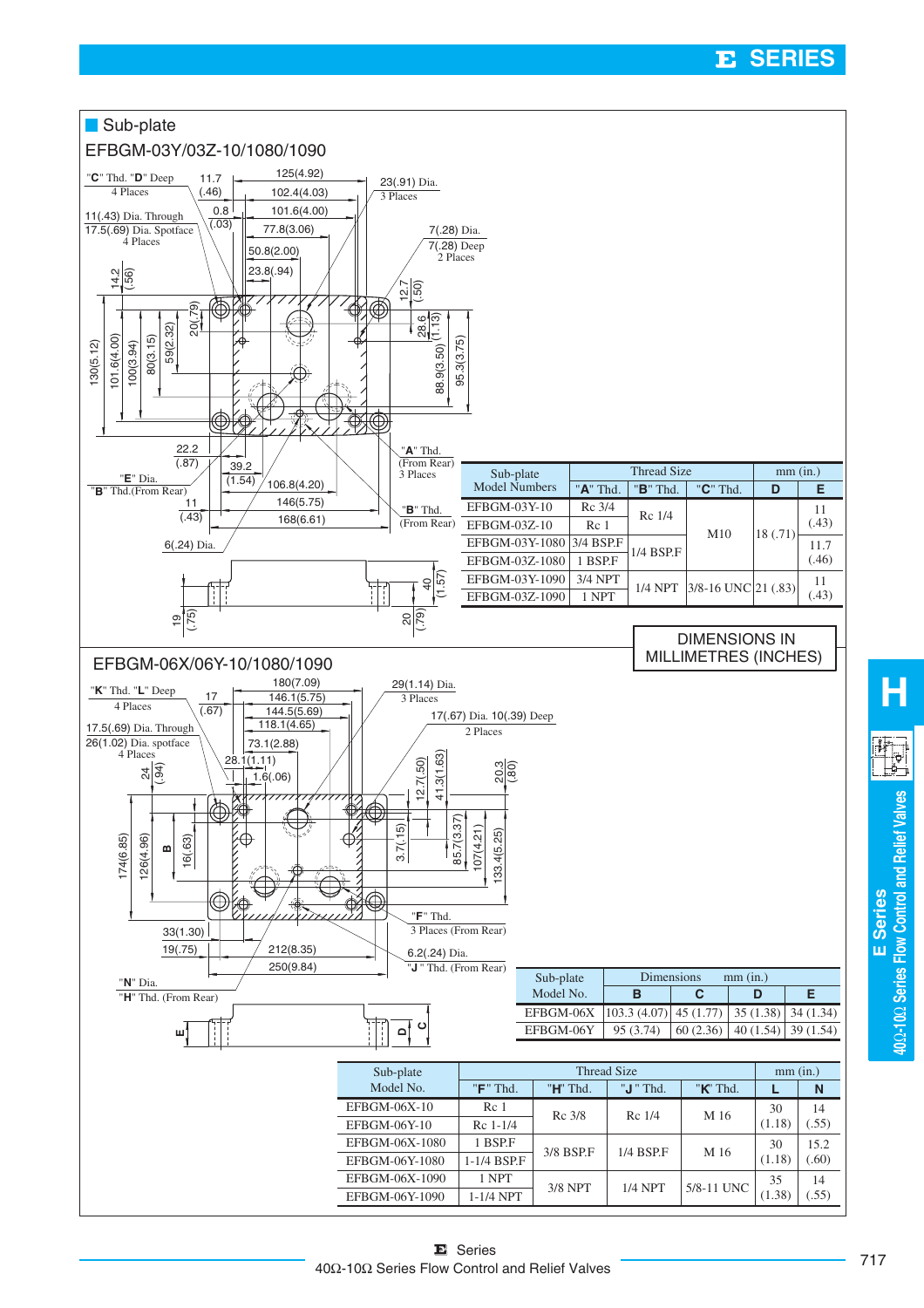## Sub-plate

### EFBGM-03Y/03Z-10/1080/1090

| Sub-plate Model Numbers | Thread Size | | | mm (in.) | |
|---|---|---|---|---|---|
| | "A" Thd. | "B" Thd. | "C" Thd. | D | E |
| EFBGM-03Y-10 | Rc 3/4 | Rc 1/4 | M10 | 18 (.71) | 11 (.43) |
| EFBGM-03Z-10 | Rc 1 | | | | |
| EFBGM-03Y-1080 | 3/4 BSP.F | 1/4 BSP.F | | | 11.7 (.46) |
| EFBGM-03Z-1080 | 1 BSP.F | | | | |
| EFBGM-03Y-1090 | 3/4 NPT | 1/4 NPT | 3/8-16 UNC | 21 (.83) | 11 (.43) |
| EFBGM-03Z-1090 | 1 NPT | | | | |

DIMENSIONS IN MILLIMETRES (INCHES)

### EFBGM-06X/06Y-10/1080/1090

| Sub-plate Model No. | Dimensions mm (in.) | | | |
|---|---|---|---|---|
| | B | C | D | E |
| EFBGM-06X | 103.3 (4.07) | 45 (1.77) | 35 (1.38) | 34 (1.34) |
| EFBGM-06Y | 95 (3.74) | 60 (2.36) | 40 (1.54) | 39 (1.54) |

| Sub-plate Model No. | Thread Size | | | | mm (in.) | |
|---|---|---|---|---|---|---|
| | "F" Thd. | "H" Thd. | "J" Thd. | "K" Thd. | L | N |
| EFBGM-06X-10 | Rc 1 | Rc 3/8 | Rc 1/4 | M 16 | 30 (1.18) | 14 (.55) |
| EFBGM-06Y-10 | Rc 1-1/4 | | | | | |
| EFBGM-06X-1080 | 1 BSP.F | 3/8 BSP.F | 1/4 BSP.F | M 16 | 30 (1.18) | 15.2 (.60) |
| EFBGM-06Y-1080 | 1-1/4 BSP.F | | | | | |
| EFBGM-06X-1090 | 1 NPT | 3/8 NPT | 1/4 NPT | 5/8-11 UNC | 35 (1.38) | 14 (.55) |
| EFBGM-06Y-1090 | 1-1/4 NPT | | | | | |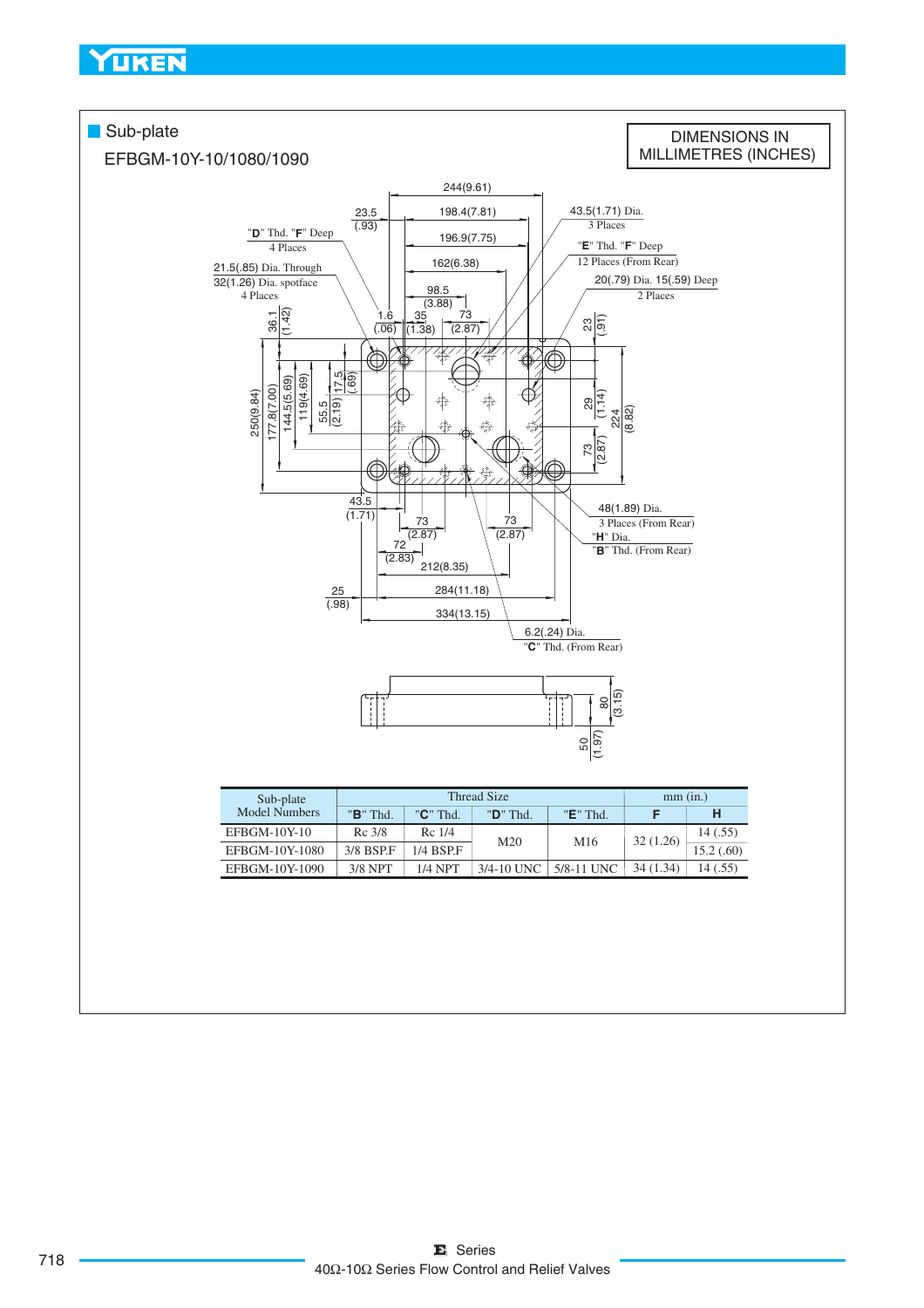## Sub-plate

EFBGM-10Y-10/1080/1090

DIMENSIONS IN MILLIMETRES (INCHES)

244(9.61)
23.5 (.93)
198.4(7.81)
196.9(7.75)
162(6.38)
98.5 (3.88)
1.6 (.06)
35 (1.38)
73 (2.87)
43.5(1.71) Dia. 3 Places
"E" Thd. "F" Deep 12 Places (From Rear)
20(.79) Dia. 15(.59) Deep 2 Places
"D" Thd. "F" Deep 4 Places
21.5(.85) Dia. Through 32(1.26) Dia. spotface 4 Places
36.1 (1.42)
23 (.91)
250(9.84)
177.8(7.00)
144.5(5.69)
119(4.69)
55.5 (2.19)
17.5 (.69)
29 (1.14)
224 (8.82)
73 (2.87)
43.5 (1.71)
73 (2.87)
72 (2.83)
73 (2.87)
212(8.35)
48(1.89) Dia. 3 Places (From Rear)
"H" Dia.
"B" Thd. (From Rear)
25 (.98)
284(11.18)
334(13.15)
6.2(.24) Dia. "C" Thd. (From Rear)
80 (3.15)
50 (1.97)

| Sub-plate Model Numbers | Thread Size | | | | mm (in.) | |
|---|---|---|---|---|---|---|
| | "B" Thd. | "C" Thd. | "D" Thd. | "E" Thd. | F | H |
| EFBGM-10Y-10 | Rc 3/8 | Rc 1/4 | M20 | M16 | 32 (1.26) | 14 (.55) |
| EFBGM-10Y-1080 | 3/8 BSP.F | 1/4 BSP.F | M20 | M16 | 32 (1.26) | 15.2 (.60) |
| EFBGM-10Y-1090 | 3/8 NPT | 1/4 NPT | 3/4-10 UNC | 5/8-11 UNC | 34 (1.34) | 14 (.55) |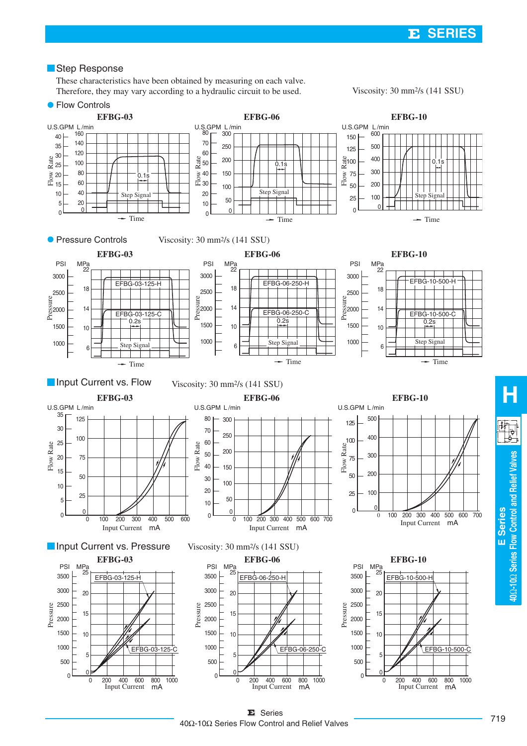## Step Response

These characteristics have been obtained by measuring on each valve.
Therefore, they may vary according to a hydraulic circuit to be used.

Viscosity: 30 mm²/s (141 SSU)

### Flow Controls

**EFBG-03**

U.S.GPM L/min
Flow Rate
Step Signal
0.1s
Time

**EFBG-06**

U.S.GPM L/min
Flow Rate
Step Signal
0.1s
Time

**EFBG-10**

U.S.GPM L/min
Flow Rate
Step Signal
0.1s
Time

### Pressure Controls

Viscosity: 30 mm²/s (141 SSU)

**EFBG-03**

PSI MPa
Pressure
EFBG-03-125-H
EFBG-03-125-C
0.2s
Step Signal
Time

**EFBG-06**

PSI MPa
Pressure
EFBG-06-250-H
EFBG-06-250-C
0.2s
Step Signal
Time

**EFBG-10**

PSI MPa
Pressure
EFBG-10-500-H
EFBG-10-500-C
0.2s
Step Signal
Time

## Input Current vs. Flow

Viscosity: 30 mm²/s (141 SSU)

**EFBG-03**

U.S.GPM L/min
Flow Rate
Input Current mA

**EFBG-06**

U.S.GPM L/min
Flow Rate
Input Current mA

**EFBG-10**

U.S.GPM L/min
Flow Rate
Input Current mA

## Input Current vs. Pressure

Viscosity: 30 mm²/s (141 SSU)

**EFBG-03**

PSI MPa
Pressure
EFBG-03-125-H
EFBG-03-125-C
Input Current mA

**EFBG-06**

PSI MPa
Pressure
EFBG-06-250-H
EFBG-06-250-C
Input Current mA

**EFBG-10**

PSI MPa
Pressure
EFBG-10-500-H
EFBG-10-500-C
Input Current mA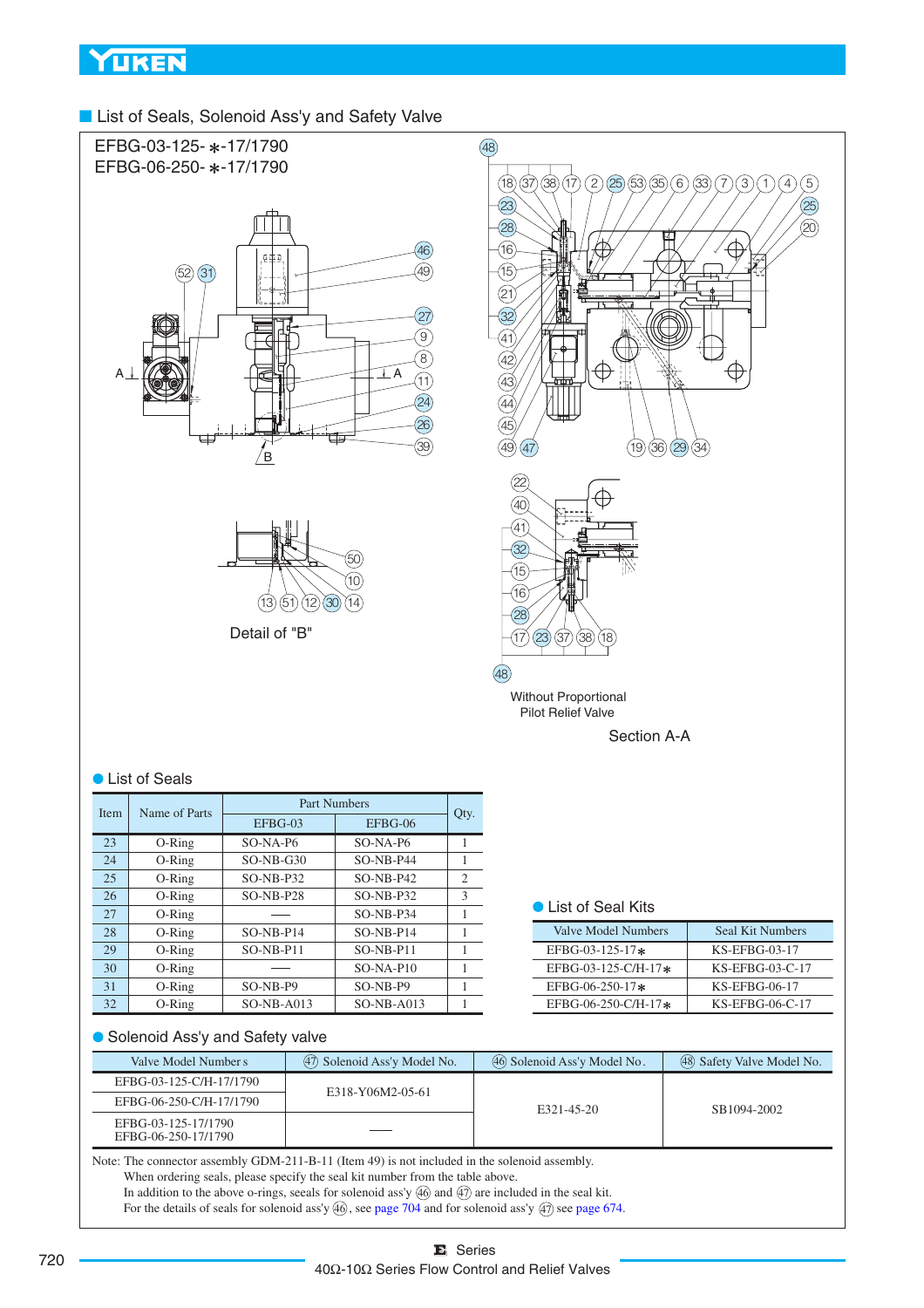## List of Seals, Solenoid Ass'y and Safety Valve

EFBG-03-125-∗-17/1790
EFBG-06-250-∗-17/1790

Detail of "B"

Without Proportional Pilot Relief Valve

Section A-A

### List of Seals

| Item | Name of Parts | Part Numbers | | Qty. |
|---|---|---|---|---|
| | | EFBG-03 | EFBG-06 | |
| 23 | O-Ring | SO-NA-P6 | SO-NA-P6 | 1 |
| 24 | O-Ring | SO-NB-G30 | SO-NB-P44 | 1 |
| 25 | O-Ring | SO-NB-P32 | SO-NB-P42 | 2 |
| 26 | O-Ring | SO-NB-P28 | SO-NB-P32 | 3 |
| 27 | O-Ring | —— | SO-NB-P34 | 1 |
| 28 | O-Ring | SO-NB-P14 | SO-NB-P14 | 1 |
| 29 | O-Ring | SO-NB-P11 | SO-NB-P11 | 1 |
| 30 | O-Ring | —— | SO-NA-P10 | 1 |
| 31 | O-Ring | SO-NB-P9 | SO-NB-P9 | 1 |
| 32 | O-Ring | SO-NB-A013 | SO-NB-A013 | 1 |

### List of Seal Kits

| Valve Model Numbers | Seal Kit Numbers |
|---|---|
| EFBG-03-125-17∗ | KS-EFBG-03-17 |
| EFBG-03-125-C/H-17∗ | KS-EFBG-03-C-17 |
| EFBG-06-250-17∗ | KS-EFBG-06-17 |
| EFBG-06-250-C/H-17∗ | KS-EFBG-06-C-17 |

### Solenoid Ass'y and Safety valve

| Valve Model Numbers | (47) Solenoid Ass'y Model No. | (46) Solenoid Ass'y Model No. | (48) Safety Valve Model No. |
|---|---|---|---|
| EFBG-03-125-C/H-17/1790 | E318-Y06M2-05-61 | E321-45-20 | SB1094-2002 |
| EFBG-06-250-C/H-17/1790 | | | |
| EFBG-03-125-17/1790<br>EFBG-06-250-17/1790 | —— | | |

Note: The connector assembly GDM-211-B-11 (Item 49) is not included in the solenoid assembly.
When ordering seals, please specify the seal kit number from the table above.
In addition to the above o-rings, seals for solenoid ass'y (46) and (47) are included in the seal kit.
For the details of seals for solenoid ass'y (46), see page 704 and for solenoid ass'y (47) see page 674.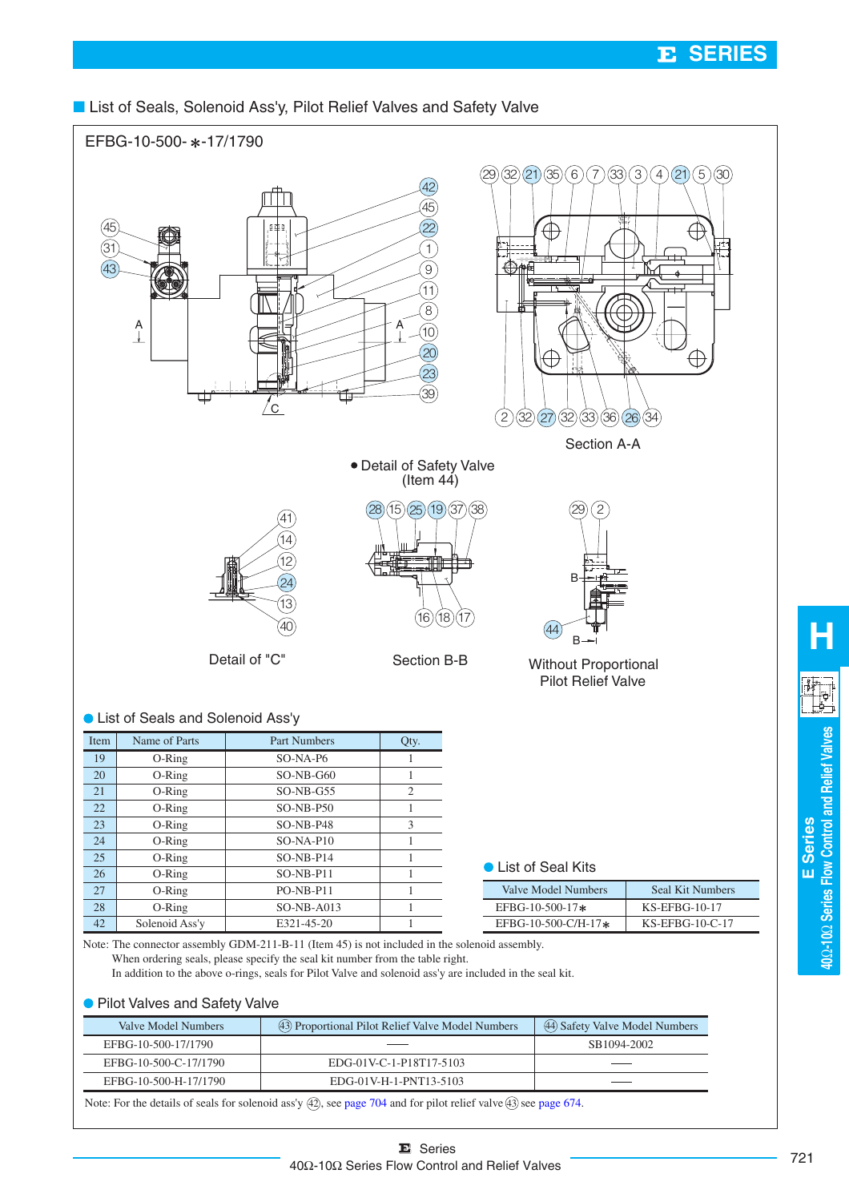## List of Seals, Solenoid Ass'y, Pilot Relief Valves and Safety Valve

EFBG-10-500-∗-17/1790

Section A-A

● Detail of Safety Valve (Item 44)

Detail of "C"

Section B-B

Without Proportional Pilot Relief Valve

### ● List of Seals and Solenoid Ass'y

| Item | Name of Parts | Part Numbers | Qty. |
|---|---|---|---|
| 19 | O-Ring | SO-NA-P6 | 1 |
| 20 | O-Ring | SO-NB-G60 | 1 |
| 21 | O-Ring | SO-NB-G55 | 2 |
| 22 | O-Ring | SO-NB-P50 | 1 |
| 23 | O-Ring | SO-NB-P48 | 3 |
| 24 | O-Ring | SO-NA-P10 | 1 |
| 25 | O-Ring | SO-NB-P14 | 1 |
| 26 | O-Ring | SO-NB-P11 | 1 |
| 27 | O-Ring | PO-NB-P11 | 1 |
| 28 | O-Ring | SO-NB-A013 | 1 |
| 42 | Solenoid Ass'y | E321-45-20 | 1 |

### ● List of Seal Kits

| Valve Model Numbers | Seal Kit Numbers |
|---|---|
| EFBG-10-500-17∗ | KS-EFBG-10-17 |
| EFBG-10-500-C/H-17∗ | KS-EFBG-10-C-17 |

Note: The connector assembly GDM-211-B-11 (Item 45) is not included in the solenoid assembly.
When ordering seals, please specify the seal kit number from the table right.
In addition to the above o-rings, seals for Pilot Valve and solenoid ass'y are included in the seal kit.

### ● Pilot Valves and Safety Valve

| Valve Model Numbers | (43) Proportional Pilot Relief Valve Model Numbers | (44) Safety Valve Model Numbers |
|---|---|---|
| EFBG-10-500-17/1790 | —— | SB1094-2002 |
| EFBG-10-500-C-17/1790 | EDG-01V-C-1-P18T17-5103 | —— |
| EFBG-10-500-H-17/1790 | EDG-01V-H-1-PNT13-5103 | —— |

Note: For the details of seals for solenoid ass'y (42), see page 704 and for pilot relief valve (43) see page 674.